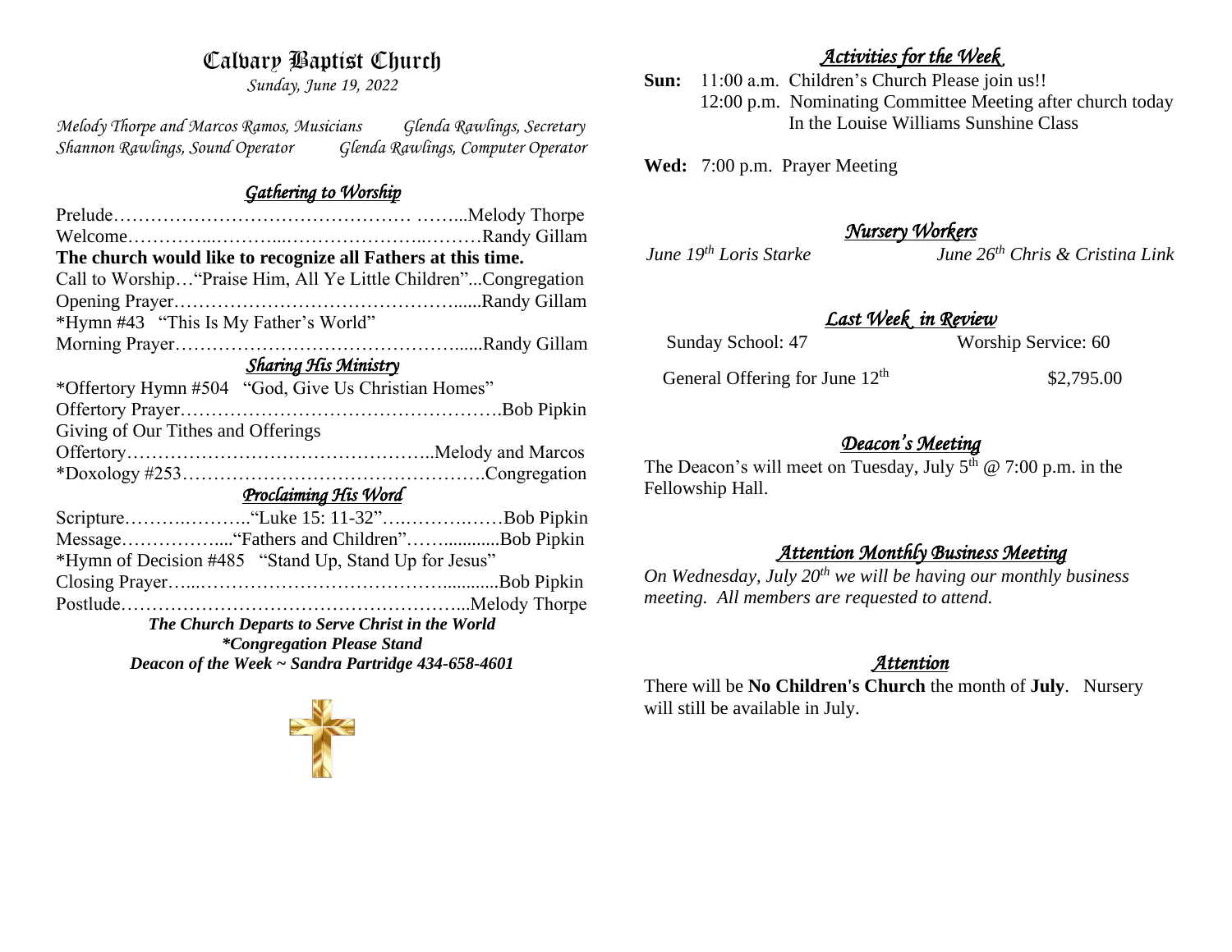# Calvary Baptist Church

*Sunday, June 19, 2022*

*Melody Thorpe and Marcos Ramos, Musicians* *Glenda Rawlings, Secretary*
*Shannon Rawlings, Sound Operator* *Glenda Rawlings, Computer Operator*

## *Gathering to Worship*

Prelude………………………………………. ……...Melody Thorpe
Welcome…………...………...…………………..………Randy Gillam
**The church would like to recognize all Fathers at this time.**
Call to Worship…"Praise Him, All Ye Little Children"...Congregation
Opening Prayer………………………………………......Randy Gillam
*Hymn #43 "This Is My Father's World"
Morning Prayer………………………………………......Randy Gillam

## *Sharing His Ministry*

*Offertory Hymn #504 "God, Give Us Christian Homes"
Offertory Prayer…………………………………………….Bob Pipkin
Giving of Our Tithes and Offerings
Offertory…………………………………………..Melody and Marcos
*Doxology #253………………………………………….Congregation

## *Proclaiming His Word*

Scripture……….………..."Luke 15: 11-32"….……….……Bob Pipkin
Message…………….... "Fathers and Children"……...........Bob Pipkin
*Hymn of Decision #485 "Stand Up, Stand Up for Jesus"
Closing Prayer…...………………………………….............Bob Pipkin
Postlude………………………………………………...Melody Thorpe

***The Church Departs to Serve Christ in the World***
***\*Congregation Please Stand***
***Deacon of the Week ~ Sandra Partridge 434-658-4601***

## *Activities for the Week*

**Sun:** 11:00 a.m. Children's Church Please join us!!
12:00 p.m. Nominating Committee Meeting after church today In the Louise Williams Sunshine Class

**Wed:** 7:00 p.m. Prayer Meeting

## *Nursery Workers*

*June 19th Loris Starke* *June 26th Chris & Cristina Link*

## *Last Week in Review*

| Sunday School: 47 | Worship Service: 60 |
|---|---|
| General Offering for June 12th | $2,795.00 |

## *Deacon's Meeting*

The Deacon's will meet on Tuesday, July 5th @ 7:00 p.m. in the Fellowship Hall.

## *Attention Monthly Business Meeting*

*On Wednesday, July 20th we will be having our monthly business meeting. All members are requested to attend.*

## *Attention*

There will be **No Children's Church** the month of **July**. Nursery will still be available in July.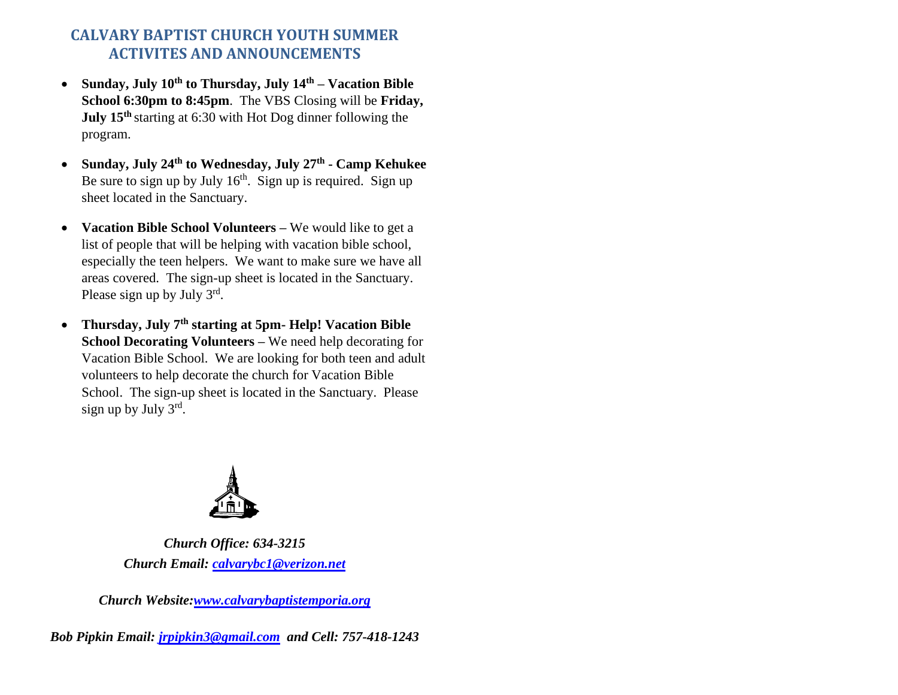# CALVARY BAPTIST CHURCH YOUTH SUMMER ACTIVITES AND ANNOUNCEMENTS

- **Sunday, July 10th to Thursday, July 14th – Vacation Bible School 6:30pm to 8:45pm**. The VBS Closing will be **Friday, July 15th** starting at 6:30 with Hot Dog dinner following the program.
- **Sunday, July 24th to Wednesday, July 27th - Camp Kehukee** Be sure to sign up by July 16th. Sign up is required. Sign up sheet located in the Sanctuary.
- **Vacation Bible School Volunteers –** We would like to get a list of people that will be helping with vacation bible school, especially the teen helpers. We want to make sure we have all areas covered. The sign-up sheet is located in the Sanctuary. Please sign up by July 3rd.
- **Thursday, July 7th starting at 5pm- Help! Vacation Bible School Decorating Volunteers –** We need help decorating for Vacation Bible School. We are looking for both teen and adult volunteers to help decorate the church for Vacation Bible School. The sign-up sheet is located in the Sanctuary. Please sign up by July 3rd.

***Church Office: 634-3215***

***Church Email: calvarybc1@verizon.net***

***Church Website:www.calvarybaptistemporia.org***

***Bob Pipkin Email: jrpipkin3@gmail.com and Cell: 757-418-1243***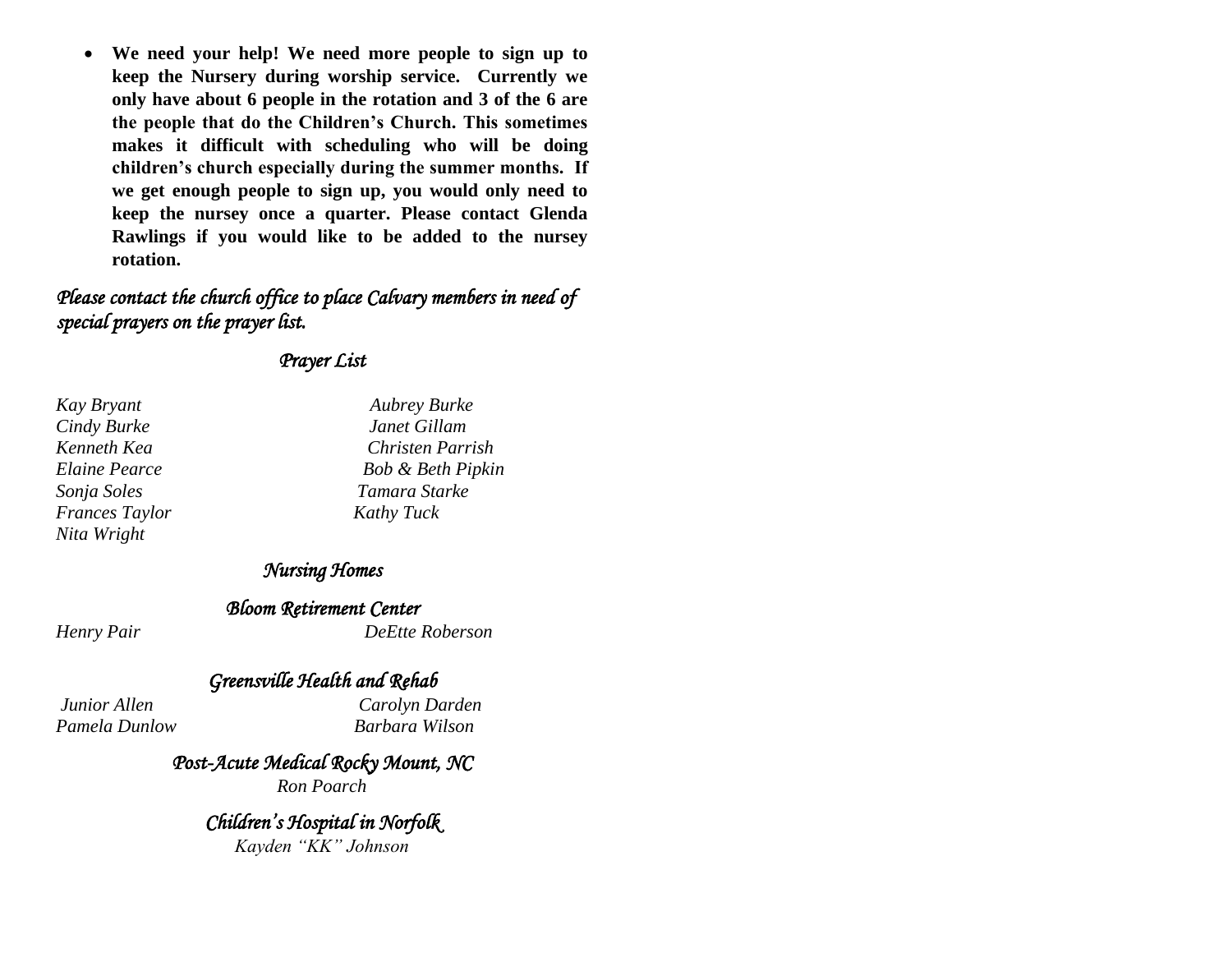- **We need your help! We need more people to sign up to keep the Nursery during worship service. Currently we only have about 6 people in the rotation and 3 of the 6 are the people that do the Children's Church. This sometimes makes it difficult with scheduling who will be doing children's church especially during the summer months. If we get enough people to sign up, you would only need to keep the nursey once a quarter. Please contact Glenda Rawlings if you would like to be added to the nursey rotation.**

*Please contact the church office to place Calvary members in need of special prayers on the prayer list.*

## *Prayer List*

*Kay Bryant*
*Aubrey Burke*
*Cindy Burke*
*Janet Gillam*
*Kenneth Kea*
*Christen Parrish*
*Elaine Pearce*
*Bob & Beth Pipkin*
*Sonja Soles*
*Tamara Starke*
*Frances Taylor*
*Kathy Tuck*
*Nita Wright*

## *Nursing Homes*

### *Bloom Retirement Center*

*Henry Pair*
*DeEtte Roberson*

### *Greensville Health and Rehab*

*Junior Allen*
*Carolyn Darden*
*Pamela Dunlow*
*Barbara Wilson*

### *Post-Acute Medical Rocky Mount, NC*

*Ron Poarch*

### *Children's Hospital in Norfolk*

*Kayden "KK" Johnson*